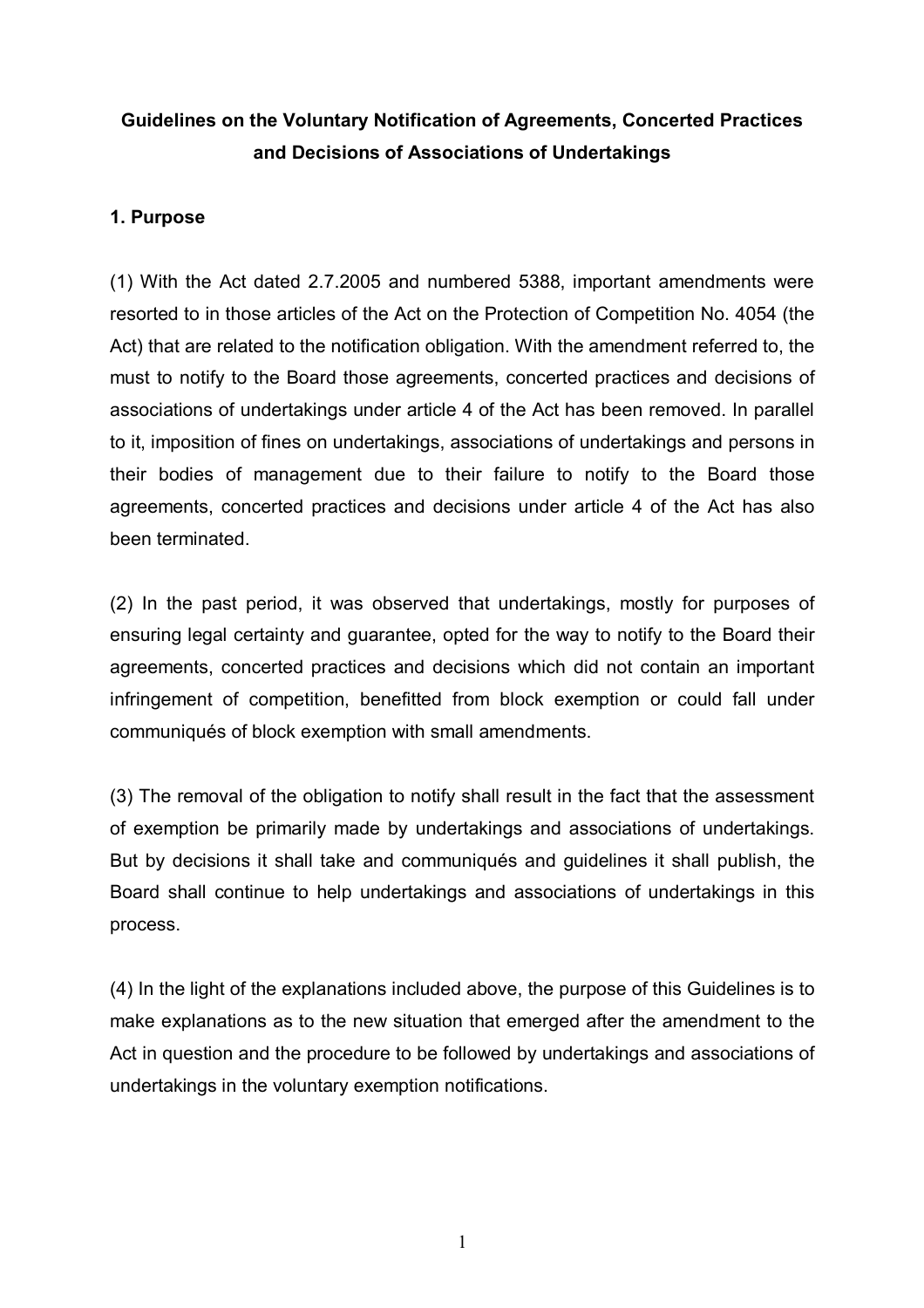# Guidelines on the Voluntary Notification of Agreements, Concerted Practices and Decisions of Associations of Undertakings

## 1. Purpose

(1) With the Act dated 2.7.2005 and numbered 5388, important amendments were resorted to in those articles of the Act on the Protection of Competition No. 4054 (the Act) that are related to the notification obligation. With the amendment referred to, the must to notify to the Board those agreements, concerted practices and decisions of associations of undertakings under article 4 of the Act has been removed. In parallel to it, imposition of fines on undertakings, associations of undertakings and persons in their bodies of management due to their failure to notify to the Board those agreements, concerted practices and decisions under article 4 of the Act has also been terminated.

(2) In the past period, it was observed that undertakings, mostly for purposes of ensuring legal certainty and guarantee, opted for the way to notify to the Board their agreements, concerted practices and decisions which did not contain an important infringement of competition, benefitted from block exemption or could fall under communiqués of block exemption with small amendments.

(3) The removal of the obligation to notify shall result in the fact that the assessment of exemption be primarily made by undertakings and associations of undertakings. But by decisions it shall take and communiqués and guidelines it shall publish, the Board shall continue to help undertakings and associations of undertakings in this process.

(4) In the light of the explanations included above, the purpose of this Guidelines is to make explanations as to the new situation that emerged after the amendment to the Act in question and the procedure to be followed by undertakings and associations of undertakings in the voluntary exemption notifications.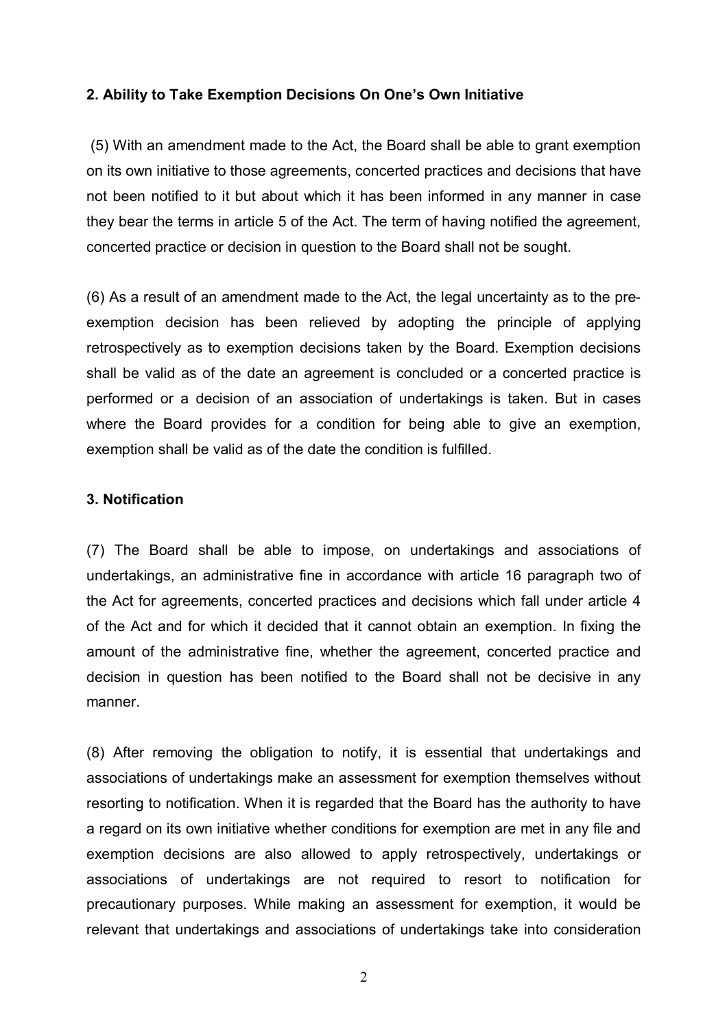**2. Ability to Take Exemption Decisions On One's Own Initiative**

(5) With an amendment made to the Act, the Board shall be able to grant exemption on its own initiative to those agreements, concerted practices and decisions that have not been notified to it but about which it has been informed in any manner in case they bear the terms in article 5 of the Act. The term of having notified the agreement, concerted practice or decision in question to the Board shall not be sought.

(6) As a result of an amendment made to the Act, the legal uncertainty as to the pre-exemption decision has been relieved by adopting the principle of applying retrospectively as to exemption decisions taken by the Board. Exemption decisions shall be valid as of the date an agreement is concluded or a concerted practice is performed or a decision of an association of undertakings is taken. But in cases where the Board provides for a condition for being able to give an exemption, exemption shall be valid as of the date the condition is fulfilled.

**3. Notification**

(7) The Board shall be able to impose, on undertakings and associations of undertakings, an administrative fine in accordance with article 16 paragraph two of the Act for agreements, concerted practices and decisions which fall under article 4 of the Act and for which it decided that it cannot obtain an exemption. In fixing the amount of the administrative fine, whether the agreement, concerted practice and decision in question has been notified to the Board shall not be decisive in any manner.

(8) After removing the obligation to notify, it is essential that undertakings and associations of undertakings make an assessment for exemption themselves without resorting to notification. When it is regarded that the Board has the authority to have a regard on its own initiative whether conditions for exemption are met in any file and exemption decisions are also allowed to apply retrospectively, undertakings or associations of undertakings are not required to resort to notification for precautionary purposes. While making an assessment for exemption, it would be relevant that undertakings and associations of undertakings take into consideration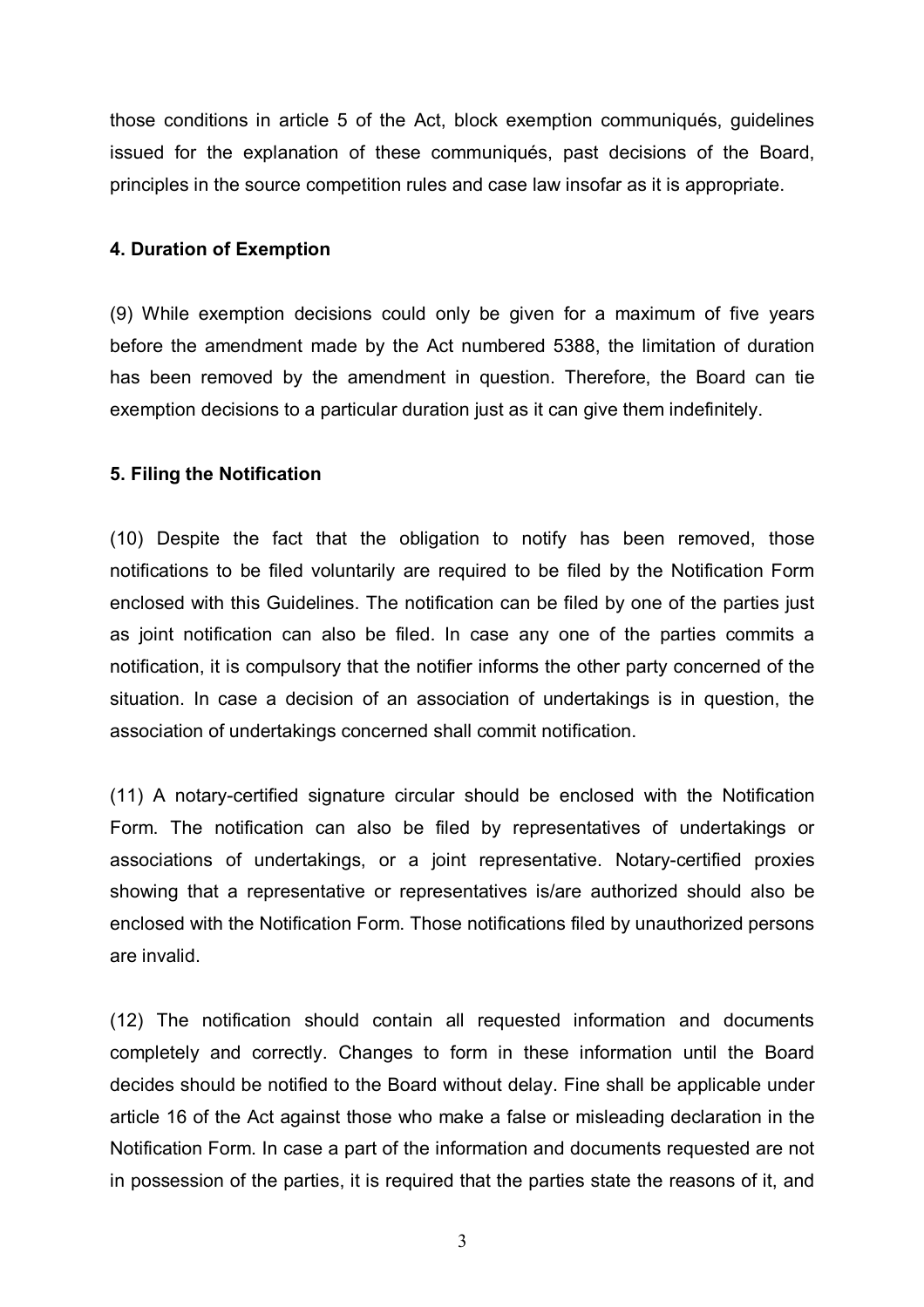those conditions in article 5 of the Act, block exemption communiqués, guidelines issued for the explanation of these communiqués, past decisions of the Board, principles in the source competition rules and case law insofar as it is appropriate.

#### 4. Duration of Exemption

(9) While exemption decisions could only be given for a maximum of five years before the amendment made by the Act numbered 5388, the limitation of duration has been removed by the amendment in question. Therefore, the Board can tie exemption decisions to a particular duration just as it can give them indefinitely.

#### 5. Filing the Notification

(10) Despite the fact that the obligation to notify has been removed, those notifications to be filed voluntarily are required to be filed by the Notification Form enclosed with this Guidelines. The notification can be filed by one of the parties just as joint notification can also be filed. In case any one of the parties commits a notification, it is compulsory that the notifier informs the other party concerned of the situation. In case a decision of an association of undertakings is in question, the association of undertakings concerned shall commit notification.

(11) A notary-certified signature circular should be enclosed with the Notification Form. The notification can also be filed by representatives of undertakings or associations of undertakings, or a joint representative. Notary-certified proxies showing that a representative or representatives is/are authorized should also be enclosed with the Notification Form. Those notifications filed by unauthorized persons are invalid.

(12) The notification should contain all requested information and documents completely and correctly. Changes to form in these information until the Board decides should be notified to the Board without delay. Fine shall be applicable under article 16 of the Act against those who make a false or misleading declaration in the Notification Form. In case a part of the information and documents requested are not in possession of the parties, it is required that the parties state the reasons of it, and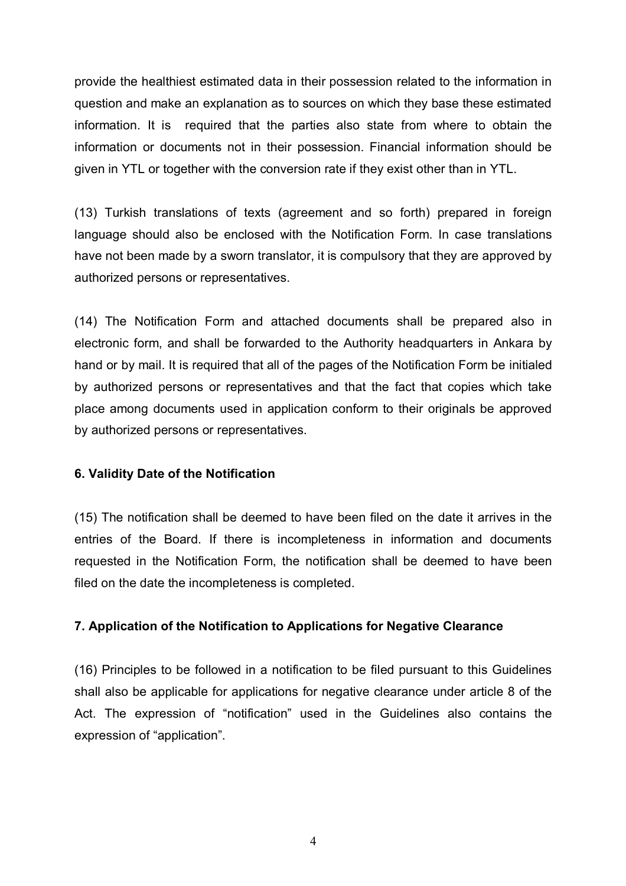provide the healthiest estimated data in their possession related to the information in question and make an explanation as to sources on which they base these estimated information. It is required that the parties also state from where to obtain the information or documents not in their possession. Financial information should be given in YTL or together with the conversion rate if they exist other than in YTL.

(13) Turkish translations of texts (agreement and so forth) prepared in foreign language should also be enclosed with the Notification Form. In case translations have not been made by a sworn translator, it is compulsory that they are approved by authorized persons or representatives.

(14) The Notification Form and attached documents shall be prepared also in electronic form, and shall be forwarded to the Authority headquarters in Ankara by hand or by mail. It is required that all of the pages of the Notification Form be initialed by authorized persons or representatives and that the fact that copies which take place among documents used in application conform to their originals be approved by authorized persons or representatives.

**6. Validity Date of the Notification**

(15) The notification shall be deemed to have been filed on the date it arrives in the entries of the Board. If there is incompleteness in information and documents requested in the Notification Form, the notification shall be deemed to have been filed on the date the incompleteness is completed.

**7. Application of the Notification to Applications for Negative Clearance**

(16) Principles to be followed in a notification to be filed pursuant to this Guidelines shall also be applicable for applications for negative clearance under article 8 of the Act. The expression of "notification" used in the Guidelines also contains the expression of "application".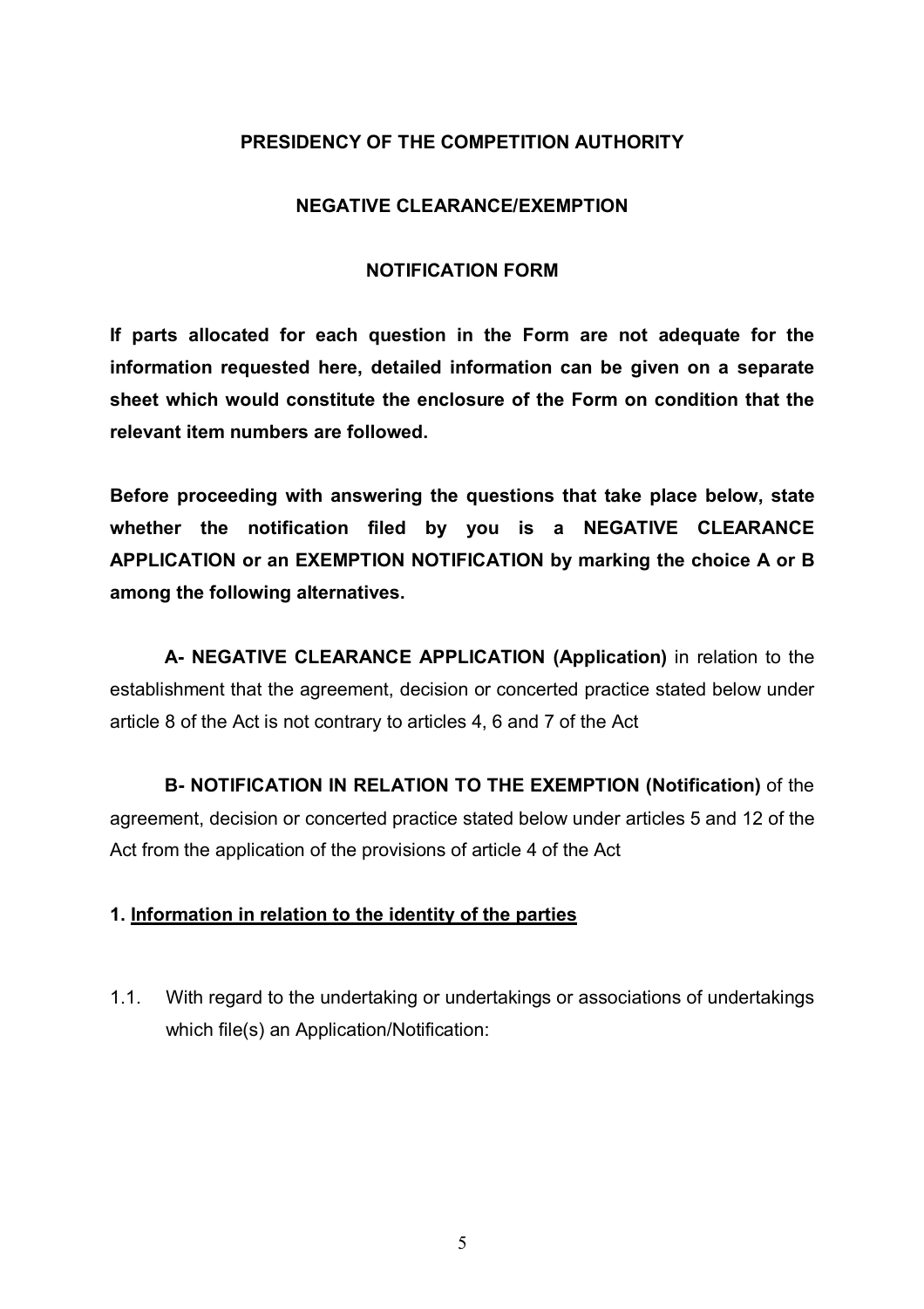**PRESIDENCY OF THE COMPETITION AUTHORITY**

**NEGATIVE CLEARANCE/EXEMPTION**

**NOTIFICATION FORM**

**If parts allocated for each question in the Form are not adequate for the information requested here, detailed information can be given on a separate sheet which would constitute the enclosure of the Form on condition that the relevant item numbers are followed.**

**Before proceeding with answering the questions that take place below, state whether the notification filed by you is a NEGATIVE CLEARANCE APPLICATION or an EXEMPTION NOTIFICATION by marking the choice A or B among the following alternatives.**

**A- NEGATIVE CLEARANCE APPLICATION (Application)** in relation to the establishment that the agreement, decision or concerted practice stated below under article 8 of the Act is not contrary to articles 4, 6 and 7 of the Act

**B- NOTIFICATION IN RELATION TO THE EXEMPTION (Notification)** of the agreement, decision or concerted practice stated below under articles 5 and 12 of the Act from the application of the provisions of article 4 of the Act

**1. Information in relation to the identity of the parties**

1.1. With regard to the undertaking or undertakings or associations of undertakings which file(s) an Application/Notification: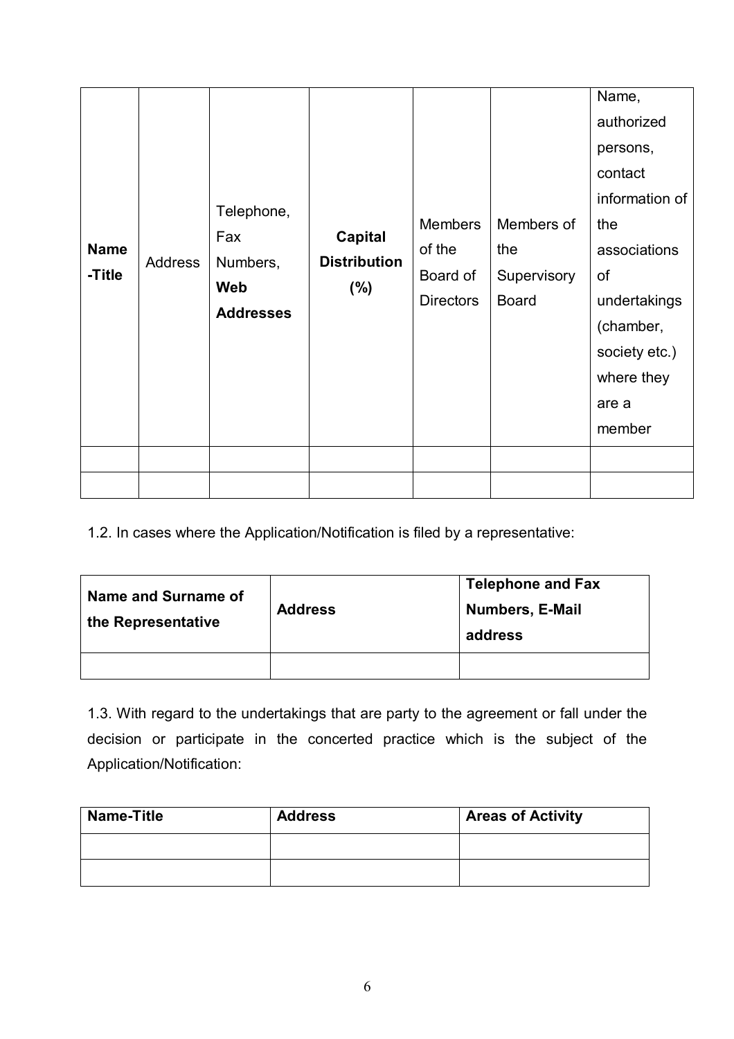| **Name -Title** | Address | Telephone, Fax Numbers, **Web Addresses** | **Capital Distribution (%)** | Members of the Board of Directors | Members of the Supervisory Board | Name, authorized persons, contact information of the associations of undertakings (chamber, society etc.) where they are a member |
|---|---|---|---|---|---|---|
| | | | | | | |
| | | | | | | |

1.2. In cases where the Application/Notification is filed by a representative:

| **Name and Surname of the Representative** | **Address** | **Telephone and Fax Numbers, E-Mail address** |
|---|---|---|
| | | |

1.3. With regard to the undertakings that are party to the agreement or fall under the decision or participate in the concerted practice which is the subject of the Application/Notification:

| **Name-Title** | **Address** | **Areas of Activity** |
|---|---|---|
| | | |
| | | |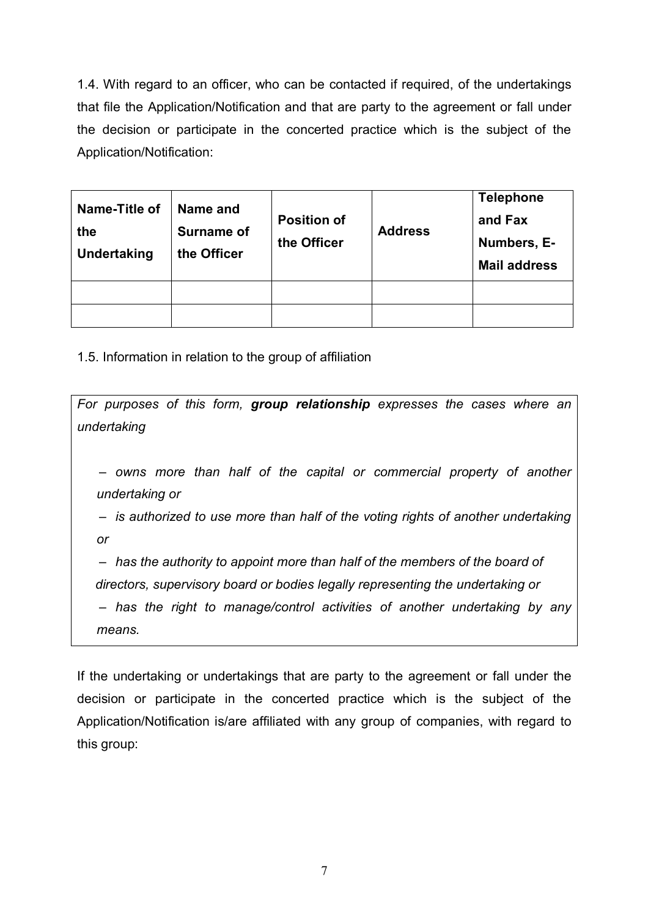1.4. With regard to an officer, who can be contacted if required, of the undertakings that file the Application/Notification and that are party to the agreement or fall under the decision or participate in the concerted practice which is the subject of the Application/Notification:

| **Name-Title of the Undertaking** | **Name and Surname of the Officer** | **Position of the Officer** | **Address** | **Telephone and Fax Numbers, E-Mail address** |
|---|---|---|---|---|
| | | | | |
| | | | | |

1.5. Information in relation to the group of affiliation

*For purposes of this form, **group relationship** expresses the cases where an undertaking*

- *owns more than half of the capital or commercial property of another undertaking or*
- *is authorized to use more than half of the voting rights of another undertaking or*
- *has the authority to appoint more than half of the members of the board of directors, supervisory board or bodies legally representing the undertaking or*
- *has the right to manage/control activities of another undertaking by any means.*

If the undertaking or undertakings that are party to the agreement or fall under the decision or participate in the concerted practice which is the subject of the Application/Notification is/are affiliated with any group of companies, with regard to this group: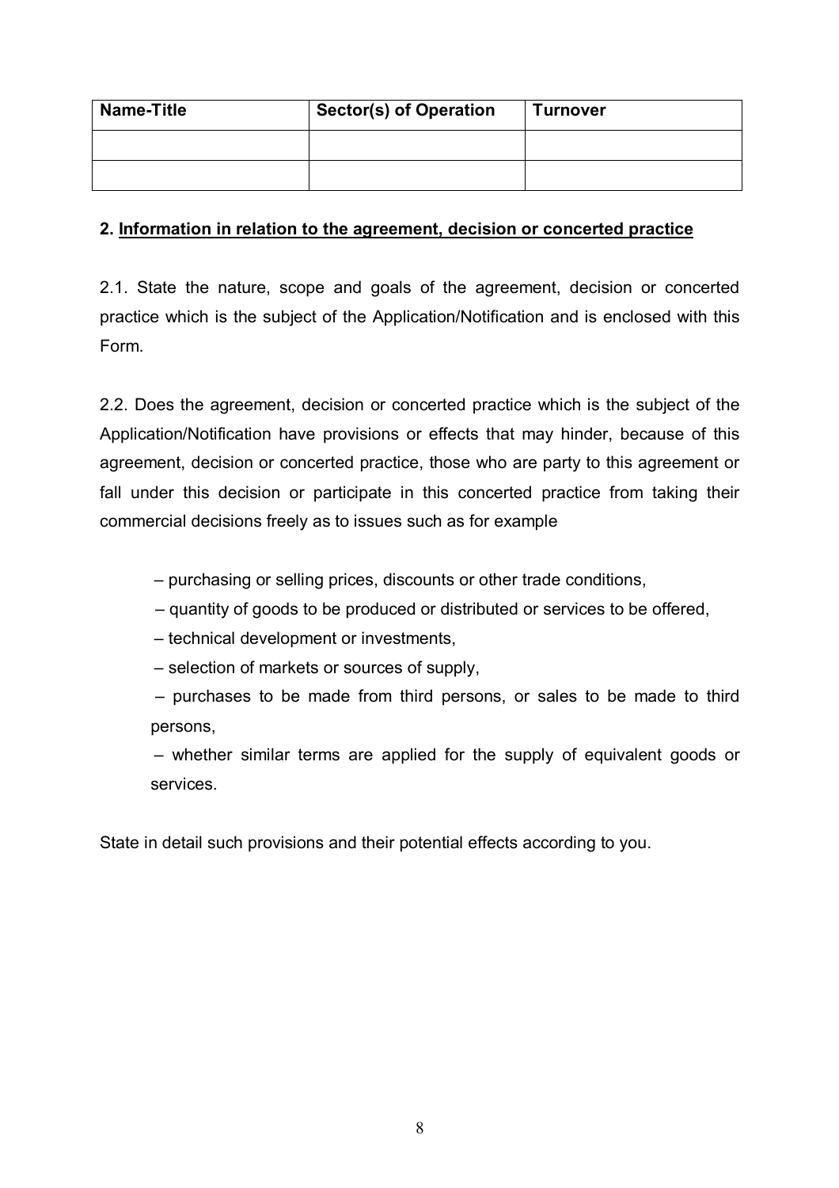| Name-Title | Sector(s) of Operation | Turnover |
| --- | --- | --- |
| | | |
| | | |

**2. <u>Information in relation to the agreement, decision or concerted practice</u>**

2.1. State the nature, scope and goals of the agreement, decision or concerted practice which is the subject of the Application/Notification and is enclosed with this Form.

2.2. Does the agreement, decision or concerted practice which is the subject of the Application/Notification have provisions or effects that may hinder, because of this agreement, decision or concerted practice, those who are party to this agreement or fall under this decision or participate in this concerted practice from taking their commercial decisions freely as to issues such as for example

- – purchasing or selling prices, discounts or other trade conditions,
- – quantity of goods to be produced or distributed or services to be offered,
- – technical development or investments,
- – selection of markets or sources of supply,
- – purchases to be made from third persons, or sales to be made to third persons,
- – whether similar terms are applied for the supply of equivalent goods or services.

State in detail such provisions and their potential effects according to you.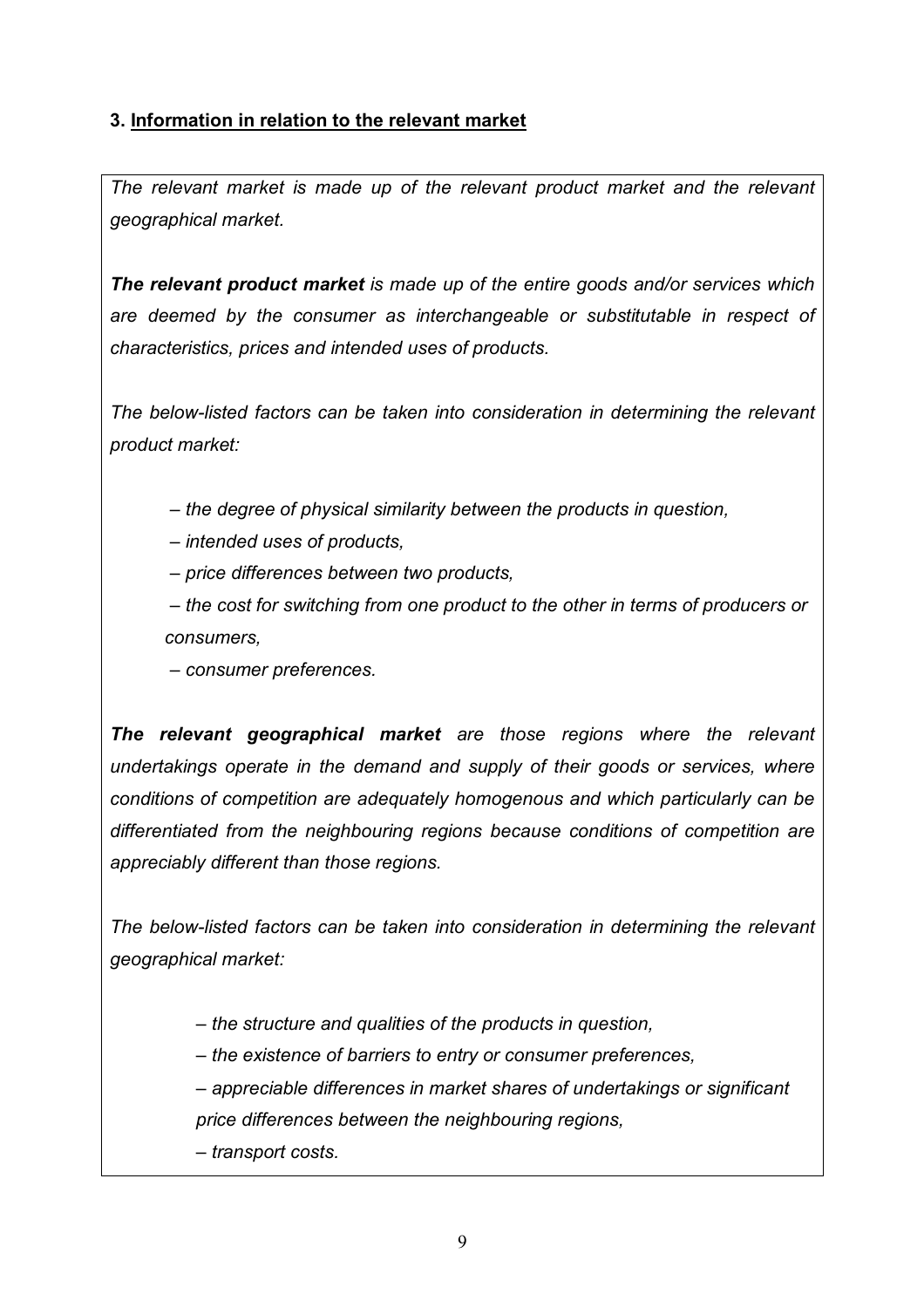### 3. Information in relation to the relevant market

*The relevant market is made up of the relevant product market and the relevant geographical market.*

***The relevant product market*** *is made up of the entire goods and/or services which are deemed by the consumer as interchangeable or substitutable in respect of characteristics, prices and intended uses of products.*

*The below-listed factors can be taken into consideration in determining the relevant product market:*

- *the degree of physical similarity between the products in question,*
- *intended uses of products,*
- *price differences between two products,*
- *the cost for switching from one product to the other in terms of producers or consumers,*
- *consumer preferences.*

***The relevant geographical market*** *are those regions where the relevant undertakings operate in the demand and supply of their goods or services, where conditions of competition are adequately homogenous and which particularly can be differentiated from the neighbouring regions because conditions of competition are appreciably different than those regions.*

*The below-listed factors can be taken into consideration in determining the relevant geographical market:*

- *the structure and qualities of the products in question,*
- *the existence of barriers to entry or consumer preferences,*
- *appreciable differences in market shares of undertakings or significant price differences between the neighbouring regions,*
- *transport costs.*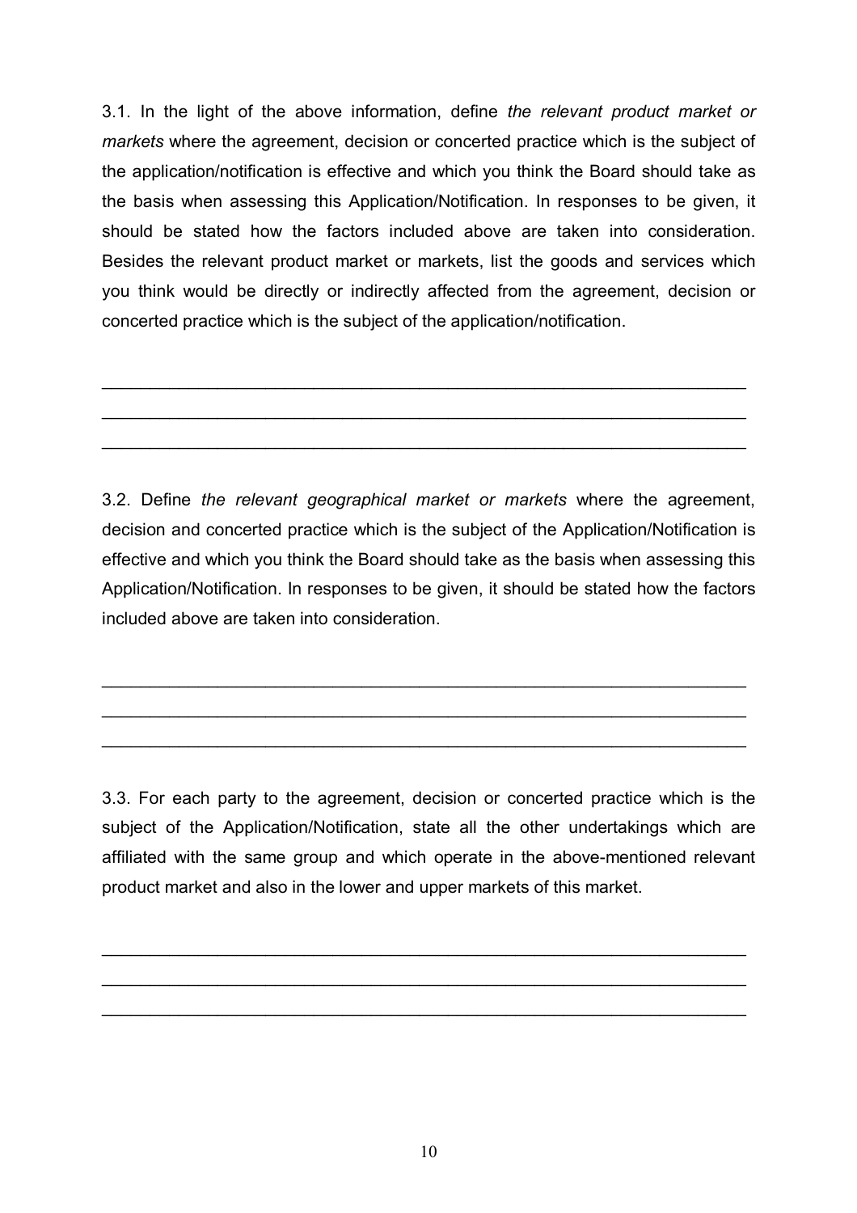3.1. In the light of the above information, define *the relevant product market or markets* where the agreement, decision or concerted practice which is the subject of the application/notification is effective and which you think the Board should take as the basis when assessing this Application/Notification. In responses to be given, it should be stated how the factors included above are taken into consideration. Besides the relevant product market or markets, list the goods and services which you think would be directly or indirectly affected from the agreement, decision or concerted practice which is the subject of the application/notification.

\_\_\_\_\_\_\_\_\_\_\_\_\_\_\_\_\_\_\_\_\_\_\_\_\_\_\_\_\_\_\_\_\_\_\_\_\_\_\_\_\_\_\_\_\_\_\_\_\_\_\_\_\_\_\_\_\_\_\_\_\_\_\_\_\_\_

\_\_\_\_\_\_\_\_\_\_\_\_\_\_\_\_\_\_\_\_\_\_\_\_\_\_\_\_\_\_\_\_\_\_\_\_\_\_\_\_\_\_\_\_\_\_\_\_\_\_\_\_\_\_\_\_\_\_\_\_\_\_\_\_\_\_

\_\_\_\_\_\_\_\_\_\_\_\_\_\_\_\_\_\_\_\_\_\_\_\_\_\_\_\_\_\_\_\_\_\_\_\_\_\_\_\_\_\_\_\_\_\_\_\_\_\_\_\_\_\_\_\_\_\_\_\_\_\_\_\_\_\_

3.2. Define *the relevant geographical market or markets* where the agreement, decision and concerted practice which is the subject of the Application/Notification is effective and which you think the Board should take as the basis when assessing this Application/Notification. In responses to be given, it should be stated how the factors included above are taken into consideration.

\_\_\_\_\_\_\_\_\_\_\_\_\_\_\_\_\_\_\_\_\_\_\_\_\_\_\_\_\_\_\_\_\_\_\_\_\_\_\_\_\_\_\_\_\_\_\_\_\_\_\_\_\_\_\_\_\_\_\_\_\_\_\_\_\_\_

\_\_\_\_\_\_\_\_\_\_\_\_\_\_\_\_\_\_\_\_\_\_\_\_\_\_\_\_\_\_\_\_\_\_\_\_\_\_\_\_\_\_\_\_\_\_\_\_\_\_\_\_\_\_\_\_\_\_\_\_\_\_\_\_\_\_

\_\_\_\_\_\_\_\_\_\_\_\_\_\_\_\_\_\_\_\_\_\_\_\_\_\_\_\_\_\_\_\_\_\_\_\_\_\_\_\_\_\_\_\_\_\_\_\_\_\_\_\_\_\_\_\_\_\_\_\_\_\_\_\_\_\_

3.3. For each party to the agreement, decision or concerted practice which is the subject of the Application/Notification, state all the other undertakings which are affiliated with the same group and which operate in the above-mentioned relevant product market and also in the lower and upper markets of this market.

\_\_\_\_\_\_\_\_\_\_\_\_\_\_\_\_\_\_\_\_\_\_\_\_\_\_\_\_\_\_\_\_\_\_\_\_\_\_\_\_\_\_\_\_\_\_\_\_\_\_\_\_\_\_\_\_\_\_\_\_\_\_\_\_\_\_

\_\_\_\_\_\_\_\_\_\_\_\_\_\_\_\_\_\_\_\_\_\_\_\_\_\_\_\_\_\_\_\_\_\_\_\_\_\_\_\_\_\_\_\_\_\_\_\_\_\_\_\_\_\_\_\_\_\_\_\_\_\_\_\_\_\_

\_\_\_\_\_\_\_\_\_\_\_\_\_\_\_\_\_\_\_\_\_\_\_\_\_\_\_\_\_\_\_\_\_\_\_\_\_\_\_\_\_\_\_\_\_\_\_\_\_\_\_\_\_\_\_\_\_\_\_\_\_\_\_\_\_\_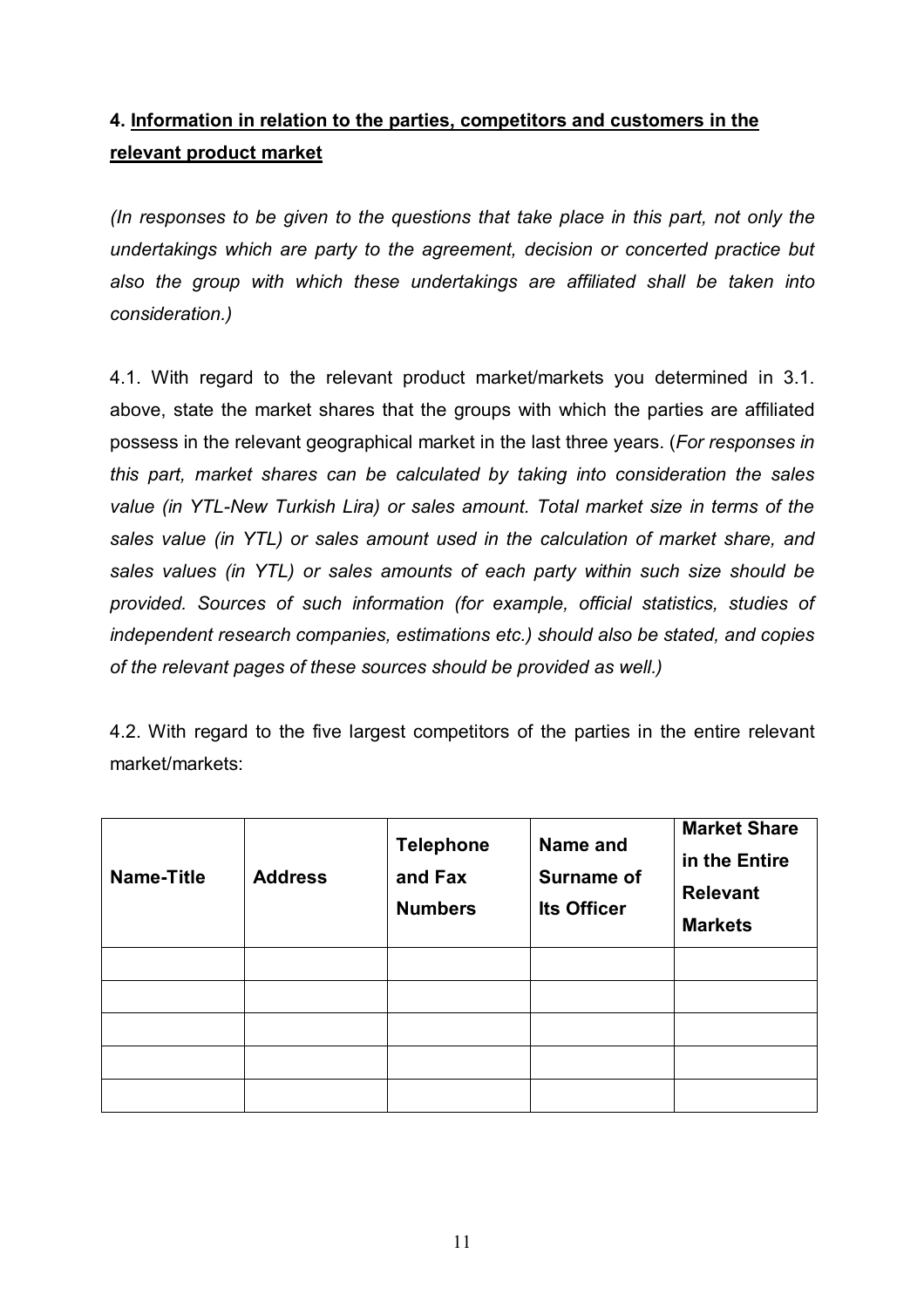## 4. <u>Information in relation to the parties, competitors and customers in the relevant product market</u>

*(In responses to be given to the questions that take place in this part, not only the undertakings which are party to the agreement, decision or concerted practice but also the group with which these undertakings are affiliated shall be taken into consideration.)*

4.1. With regard to the relevant product market/markets you determined in 3.1. above, state the market shares that the groups with which the parties are affiliated possess in the relevant geographical market in the last three years. (*For responses in this part, market shares can be calculated by taking into consideration the sales value (in YTL-New Turkish Lira) or sales amount. Total market size in terms of the sales value (in YTL) or sales amount used in the calculation of market share, and sales values (in YTL) or sales amounts of each party within such size should be provided. Sources of such information (for example, official statistics, studies of independent research companies, estimations etc.) should also be stated, and copies of the relevant pages of these sources should be provided as well.)*

4.2. With regard to the five largest competitors of the parties in the entire relevant market/markets:

| Name-Title | Address | Telephone and Fax Numbers | Name and Surname of Its Officer | Market Share in the Entire Relevant Markets |
|---|---|---|---|---|
| | | | | |
| | | | | |
| | | | | |
| | | | | |
| | | | | |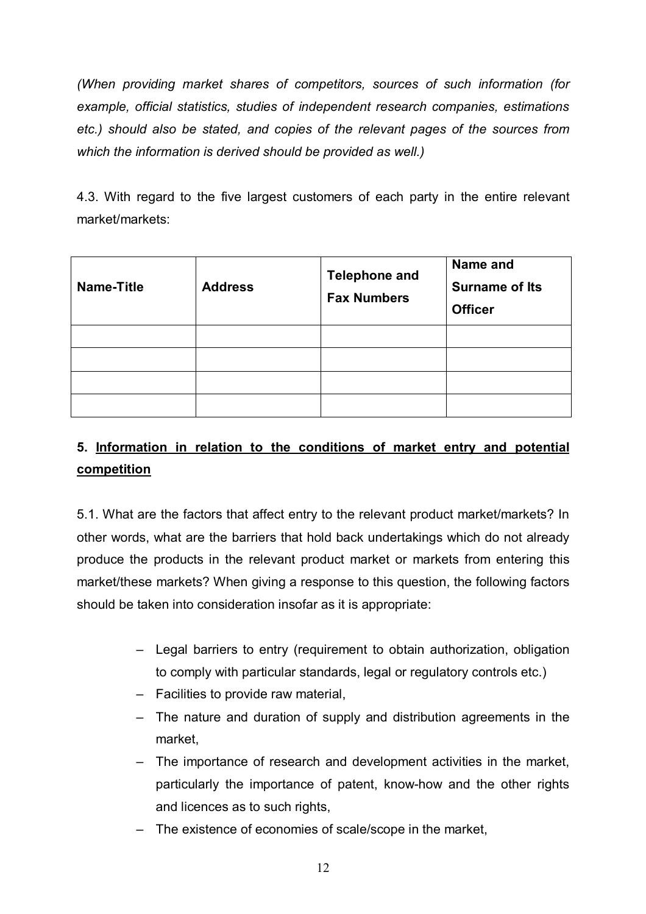*(When providing market shares of competitors, sources of such information (for example, official statistics, studies of independent research companies, estimations etc.) should also be stated, and copies of the relevant pages of the sources from which the information is derived should be provided as well.)*

4.3. With regard to the five largest customers of each party in the entire relevant market/markets:

| Name-Title | Address | Telephone and Fax Numbers | Name and Surname of Its Officer |
|---|---|---|---|
| | | | |
| | | | |
| | | | |
| | | | |

**5. <u>Information in relation to the conditions of market entry and potential competition</u>**

5.1. What are the factors that affect entry to the relevant product market/markets? In other words, what are the barriers that hold back undertakings which do not already produce the products in the relevant product market or markets from entering this market/these markets? When giving a response to this question, the following factors should be taken into consideration insofar as it is appropriate:

- Legal barriers to entry (requirement to obtain authorization, obligation to comply with particular standards, legal or regulatory controls etc.)
- Facilities to provide raw material,
- The nature and duration of supply and distribution agreements in the market,
- The importance of research and development activities in the market, particularly the importance of patent, know-how and the other rights and licences as to such rights,
- The existence of economies of scale/scope in the market,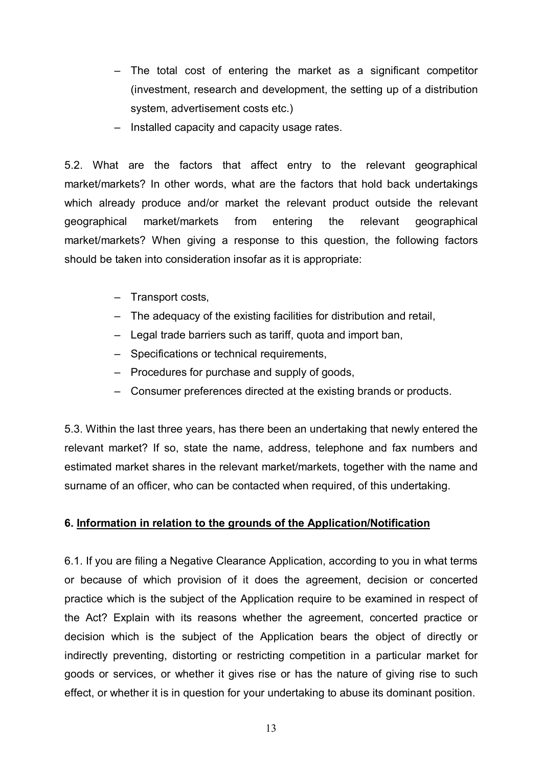- The total cost of entering the market as a significant competitor (investment, research and development, the setting up of a distribution system, advertisement costs etc.)
- Installed capacity and capacity usage rates.

5.2. What are the factors that affect entry to the relevant geographical market/markets? In other words, what are the factors that hold back undertakings which already produce and/or market the relevant product outside the relevant geographical market/markets from entering the relevant geographical market/markets? When giving a response to this question, the following factors should be taken into consideration insofar as it is appropriate:

- Transport costs,
- The adequacy of the existing facilities for distribution and retail,
- Legal trade barriers such as tariff, quota and import ban,
- Specifications or technical requirements,
- Procedures for purchase and supply of goods,
- Consumer preferences directed at the existing brands or products.

5.3. Within the last three years, has there been an undertaking that newly entered the relevant market? If so, state the name, address, telephone and fax numbers and estimated market shares in the relevant market/markets, together with the name and surname of an officer, who can be contacted when required, of this undertaking.

**6. <u>Information in relation to the grounds of the Application/Notification</u>**

6.1. If you are filing a Negative Clearance Application, according to you in what terms or because of which provision of it does the agreement, decision or concerted practice which is the subject of the Application require to be examined in respect of the Act? Explain with its reasons whether the agreement, concerted practice or decision which is the subject of the Application bears the object of directly or indirectly preventing, distorting or restricting competition in a particular market for goods or services, or whether it gives rise or has the nature of giving rise to such effect, or whether it is in question for your undertaking to abuse its dominant position.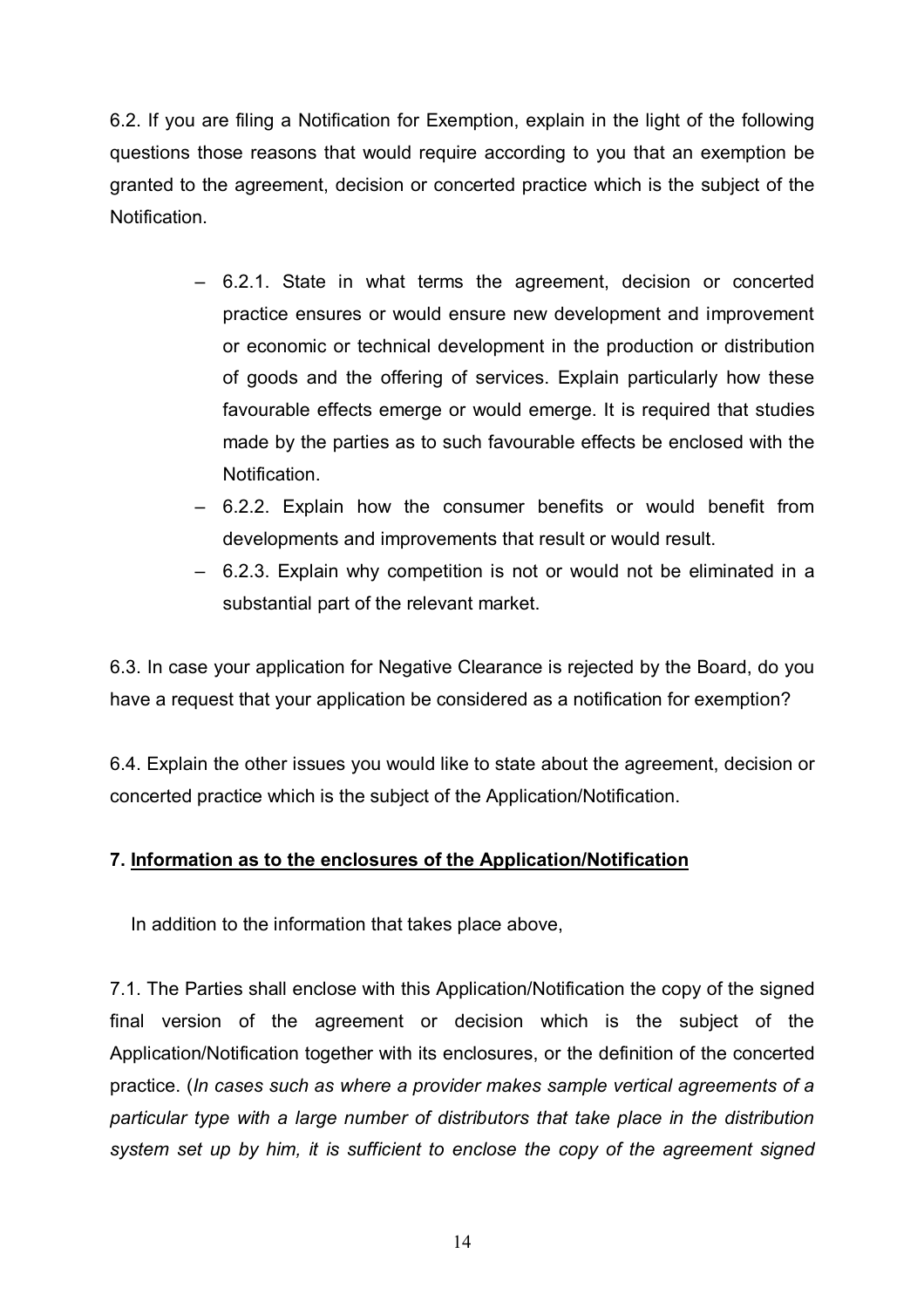6.2. If you are filing a Notification for Exemption, explain in the light of the following questions those reasons that would require according to you that an exemption be granted to the agreement, decision or concerted practice which is the subject of the Notification.

- 6.2.1. State in what terms the agreement, decision or concerted practice ensures or would ensure new development and improvement or economic or technical development in the production or distribution of goods and the offering of services. Explain particularly how these favourable effects emerge or would emerge. It is required that studies made by the parties as to such favourable effects be enclosed with the Notification.
- 6.2.2. Explain how the consumer benefits or would benefit from developments and improvements that result or would result.
- 6.2.3. Explain why competition is not or would not be eliminated in a substantial part of the relevant market.

6.3. In case your application for Negative Clearance is rejected by the Board, do you have a request that your application be considered as a notification for exemption?

6.4. Explain the other issues you would like to state about the agreement, decision or concerted practice which is the subject of the Application/Notification.

**7. <u>Information as to the enclosures of the Application/Notification</u>**

In addition to the information that takes place above,

7.1. The Parties shall enclose with this Application/Notification the copy of the signed final version of the agreement or decision which is the subject of the Application/Notification together with its enclosures, or the definition of the concerted practice. (*In cases such as where a provider makes sample vertical agreements of a particular type with a large number of distributors that take place in the distribution system set up by him, it is sufficient to enclose the copy of the agreement signed*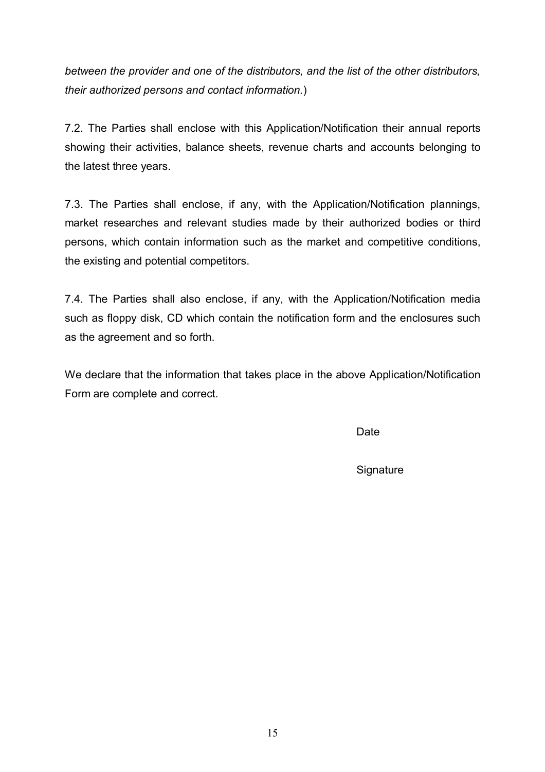*between the provider and one of the distributors, and the list of the other distributors, their authorized persons and contact information.*)

7.2. The Parties shall enclose with this Application/Notification their annual reports showing their activities, balance sheets, revenue charts and accounts belonging to the latest three years.

7.3. The Parties shall enclose, if any, with the Application/Notification plannings, market researches and relevant studies made by their authorized bodies or third persons, which contain information such as the market and competitive conditions, the existing and potential competitors.

7.4. The Parties shall also enclose, if any, with the Application/Notification media such as floppy disk, CD which contain the notification form and the enclosures such as the agreement and so forth.

We declare that the information that takes place in the above Application/Notification Form are complete and correct.

Date

Signature